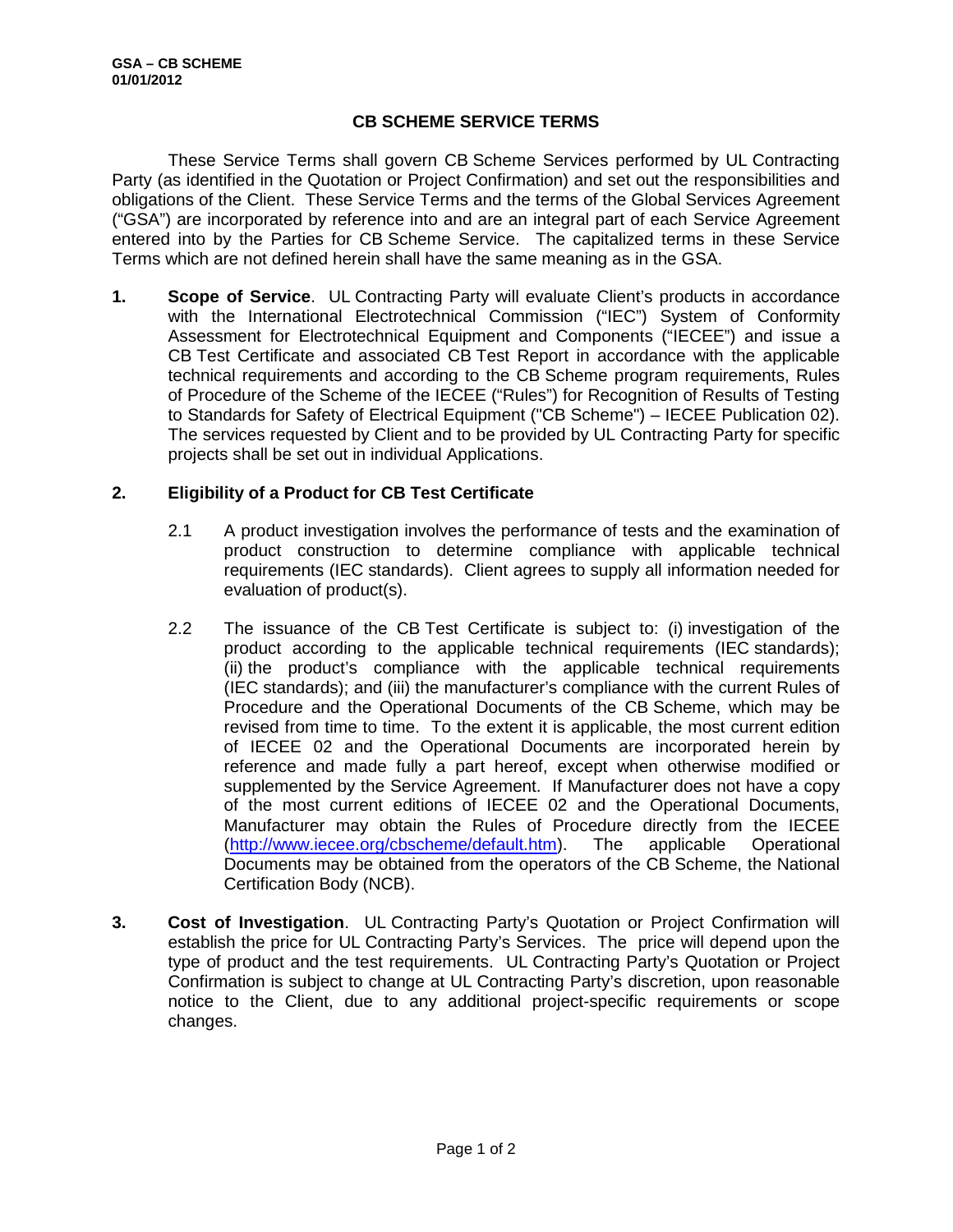**GSA – CB SCHEME**
**01/01/2012**

# CB SCHEME SERVICE TERMS

These Service Terms shall govern CB Scheme Services performed by UL Contracting Party (as identified in the Quotation or Project Confirmation) and set out the responsibilities and obligations of the Client. These Service Terms and the terms of the Global Services Agreement ("GSA") are incorporated by reference into and are an integral part of each Service Agreement entered into by the Parties for CB Scheme Service. The capitalized terms in these Service Terms which are not defined herein shall have the same meaning as in the GSA.

**1. Scope of Service**. UL Contracting Party will evaluate Client's products in accordance with the International Electrotechnical Commission ("IEC") System of Conformity Assessment for Electrotechnical Equipment and Components ("IECEE") and issue a CB Test Certificate and associated CB Test Report in accordance with the applicable technical requirements and according to the CB Scheme program requirements, Rules of Procedure of the Scheme of the IECEE ("Rules") for Recognition of Results of Testing to Standards for Safety of Electrical Equipment ("CB Scheme") – IECEE Publication 02). The services requested by Client and to be provided by UL Contracting Party for specific projects shall be set out in individual Applications.

**2. Eligibility of a Product for CB Test Certificate**

2.1 A product investigation involves the performance of tests and the examination of product construction to determine compliance with applicable technical requirements (IEC standards). Client agrees to supply all information needed for evaluation of product(s).

2.2 The issuance of the CB Test Certificate is subject to: (i) investigation of the product according to the applicable technical requirements (IEC standards); (ii) the product's compliance with the applicable technical requirements (IEC standards); and (iii) the manufacturer's compliance with the current Rules of Procedure and the Operational Documents of the CB Scheme, which may be revised from time to time. To the extent it is applicable, the most current edition of IECEE 02 and the Operational Documents are incorporated herein by reference and made fully a part hereof, except when otherwise modified or supplemented by the Service Agreement. If Manufacturer does not have a copy of the most current editions of IECEE 02 and the Operational Documents, Manufacturer may obtain the Rules of Procedure directly from the IECEE (http://www.iecee.org/cbscheme/default.htm). The applicable Operational Documents may be obtained from the operators of the CB Scheme, the National Certification Body (NCB).

**3. Cost of Investigation**. UL Contracting Party's Quotation or Project Confirmation will establish the price for UL Contracting Party's Services. The price will depend upon the type of product and the test requirements. UL Contracting Party's Quotation or Project Confirmation is subject to change at UL Contracting Party's discretion, upon reasonable notice to the Client, due to any additional project-specific requirements or scope changes.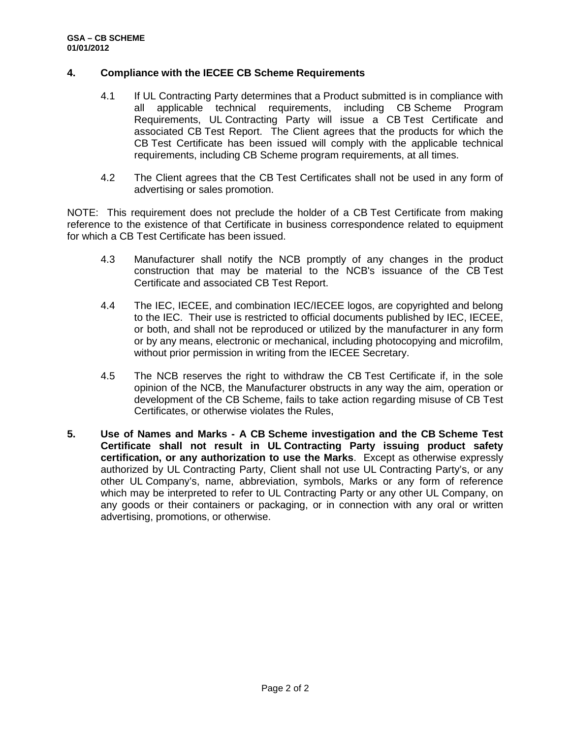## 4. Compliance with the IECEE CB Scheme Requirements

4.1 If UL Contracting Party determines that a Product submitted is in compliance with all applicable technical requirements, including CB Scheme Program Requirements, UL Contracting Party will issue a CB Test Certificate and associated CB Test Report. The Client agrees that the products for which the CB Test Certificate has been issued will comply with the applicable technical requirements, including CB Scheme program requirements, at all times.

4.2 The Client agrees that the CB Test Certificates shall not be used in any form of advertising or sales promotion.

NOTE: This requirement does not preclude the holder of a CB Test Certificate from making reference to the existence of that Certificate in business correspondence related to equipment for which a CB Test Certificate has been issued.

4.3 Manufacturer shall notify the NCB promptly of any changes in the product construction that may be material to the NCB's issuance of the CB Test Certificate and associated CB Test Report.

4.4 The IEC, IECEE, and combination IEC/IECEE logos, are copyrighted and belong to the IEC. Their use is restricted to official documents published by IEC, IECEE, or both, and shall not be reproduced or utilized by the manufacturer in any form or by any means, electronic or mechanical, including photocopying and microfilm, without prior permission in writing from the IECEE Secretary.

4.5 The NCB reserves the right to withdraw the CB Test Certificate if, in the sole opinion of the NCB, the Manufacturer obstructs in any way the aim, operation or development of the CB Scheme, fails to take action regarding misuse of CB Test Certificates, or otherwise violates the Rules,

## 5. Use of Names and Marks - A CB Scheme investigation and the CB Scheme Test Certificate shall not result in UL Contracting Party issuing product safety certification, or any authorization to use the Marks.

Except as otherwise expressly authorized by UL Contracting Party, Client shall not use UL Contracting Party's, or any other UL Company's, name, abbreviation, symbols, Marks or any form of reference which may be interpreted to refer to UL Contracting Party or any other UL Company, on any goods or their containers or packaging, or in connection with any oral or written advertising, promotions, or otherwise.